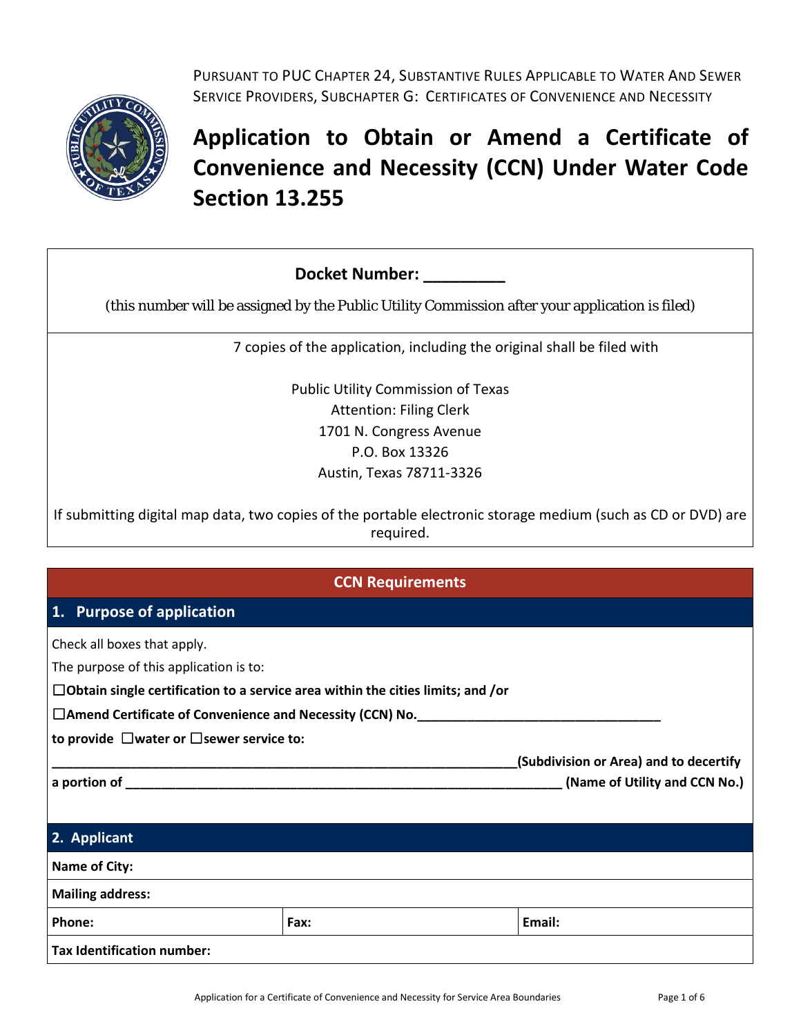PURSUANT TO PUC CHAPTER 24, SUBSTANTIVE RULES APPLICABLE TO WATER AND SEWER SERVICE PROVIDERS, SUBCHAPTER G: CERTIFICATES OF CONVENIENCE AND NECESSITY

# Application to Obtain or Amend a Certificate of Convenience and Necessity (CCN) Under Water Code Section 13.255

**Docket Number: _________**

(this number will be assigned by the Public Utility Commission after your application is filed)

7 copies of the application, including the original shall be filed with

Public Utility Commission of Texas
Attention: Filing Clerk
1701 N. Congress Avenue
P.O. Box 13326
Austin, Texas 78711-3326

If submitting digital map data, two copies of the portable electronic storage medium (such as CD or DVD) are required.

## CCN Requirements

### 1. Purpose of application

Check all boxes that apply.

The purpose of this application is to:

**☐Obtain single certification to a service area within the cities limits; and /or**

**☐Amend Certificate of Convenience and Necessity (CCN) No.________________________________**

**to provide ☐water or ☐sewer service to:**

**________________________________________________________________(Subdivision or Area) and to decertify**

**a portion of ____________________________________________________________ (Name of Utility and CCN No.)**

### 2. Applicant

| **Name of City:** | | |
|---|---|---|
| **Mailing address:** | | |
| **Phone:** | **Fax:** | **Email:** |
| **Tax Identification number:** | | |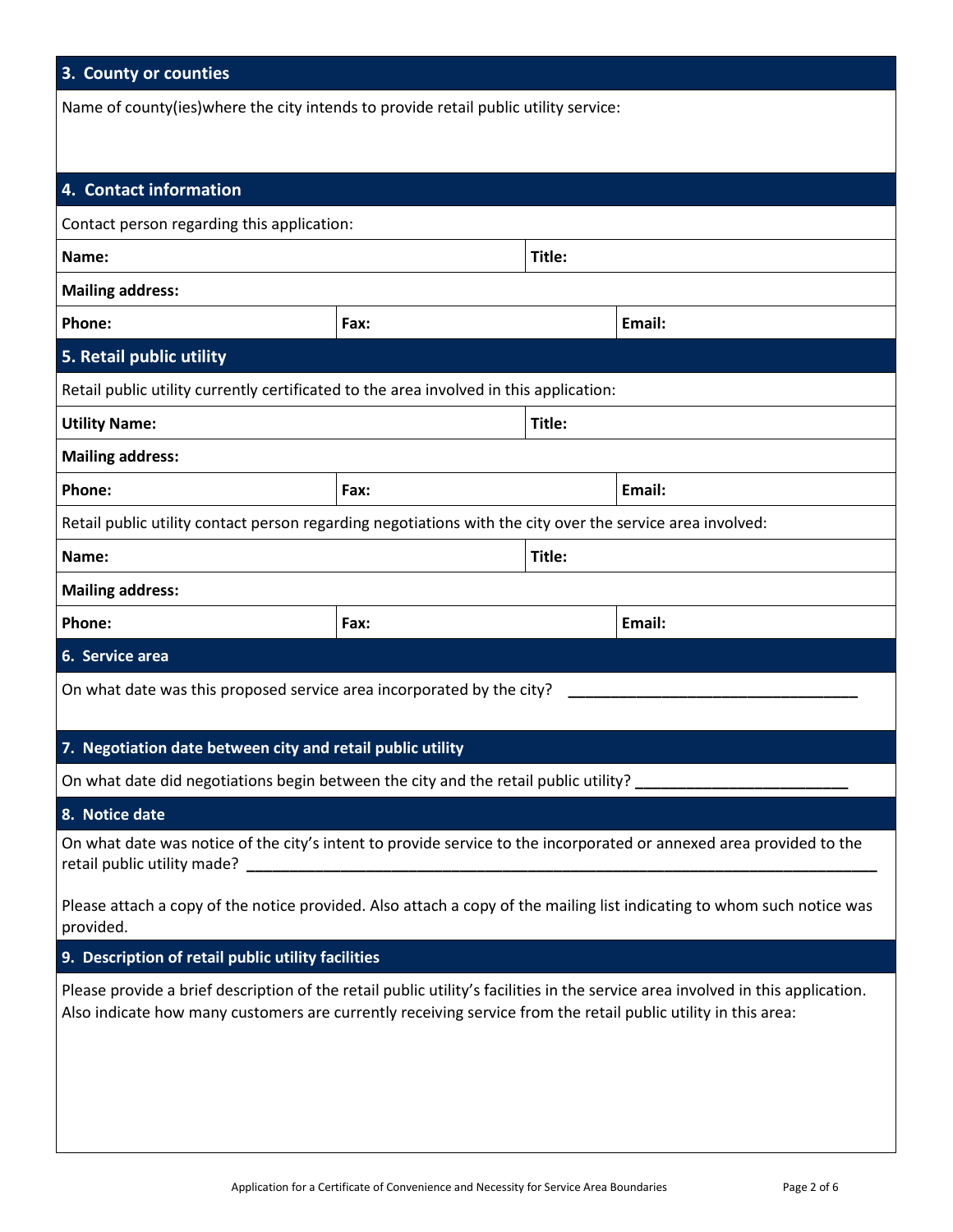## 3. County or counties

Name of county(ies)where the city intends to provide retail public utility service:

## 4. Contact information

Contact person regarding this application:

| **Name:** | | **Title:** |
|---|---|---|
| **Mailing address:** | | |
| **Phone:** | **Fax:** | **Email:** |

## 5. Retail public utility

Retail public utility currently certificated to the area involved in this application:

| **Utility Name:** | | **Title:** |
|---|---|---|
| **Mailing address:** | | |
| **Phone:** | **Fax:** | **Email:** |

Retail public utility contact person regarding negotiations with the city over the service area involved:

| **Name:** | | **Title:** |
|---|---|---|
| **Mailing address:** | | |
| **Phone:** | **Fax:** | **Email:** |

## 6. Service area

On what date was this proposed service area incorporated by the city? ________________________________

## 7. Negotiation date between city and retail public utility

On what date did negotiations begin between the city and the retail public utility? ________________________

## 8. Notice date

On what date was notice of the city's intent to provide service to the incorporated or annexed area provided to the retail public utility made? ________________________________________________________________________

Please attach a copy of the notice provided. Also attach a copy of the mailing list indicating to whom such notice was provided.

## 9. Description of retail public utility facilities

Please provide a brief description of the retail public utility's facilities in the service area involved in this application. Also indicate how many customers are currently receiving service from the retail public utility in this area: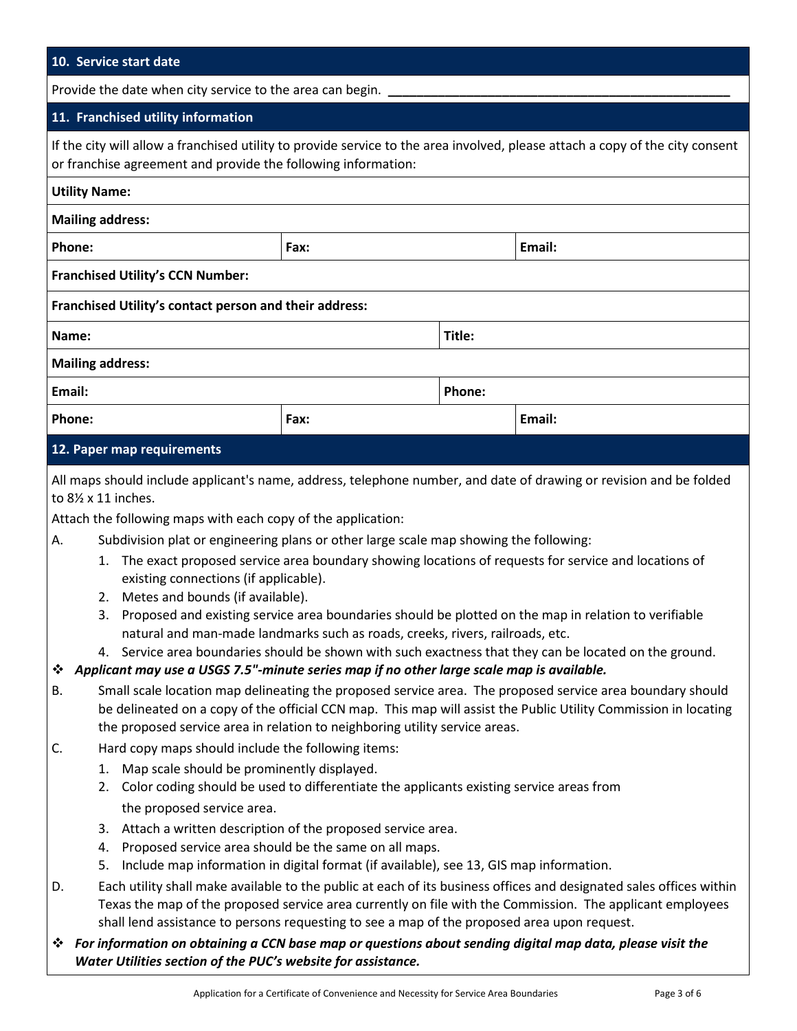## 10. Service start date

Provide the date when city service to the area can begin. ______________________________________________

## 11. Franchised utility information

If the city will allow a franchised utility to provide service to the area involved, please attach a copy of the city consent or franchise agreement and provide the following information:

**Utility Name:**

**Mailing address:**

| **Phone:** | **Fax:** | **Email:** |
|---|---|---|

**Franchised Utility's CCN Number:**

**Franchised Utility's contact person and their address:**

| **Name:** | **Title:** |
|---|---|

**Mailing address:**

| **Email:** | **Phone:** |
|---|---|

| **Phone:** | **Fax:** | **Email:** |
|---|---|---|

## 12. Paper map requirements

All maps should include applicant's name, address, telephone number, and date of drawing or revision and be folded to 8½ x 11 inches.

Attach the following maps with each copy of the application:

A. Subdivision plat or engineering plans or other large scale map showing the following:
   1. The exact proposed service area boundary showing locations of requests for service and locations of existing connections (if applicable).
   2. Metes and bounds (if available).
   3. Proposed and existing service area boundaries should be plotted on the map in relation to verifiable natural and man-made landmarks such as roads, creeks, rivers, railroads, etc.
   4. Service area boundaries should be shown with such exactness that they can be located on the ground.

❖ ***Applicant may use a USGS 7.5"-minute series map if no other large scale map is available.***

B. Small scale location map delineating the proposed service area. The proposed service area boundary should be delineated on a copy of the official CCN map. This map will assist the Public Utility Commission in locating the proposed service area in relation to neighboring utility service areas.

C. Hard copy maps should include the following items:
   1. Map scale should be prominently displayed.
   2. Color coding should be used to differentiate the applicants existing service areas from the proposed service area.
   3. Attach a written description of the proposed service area.
   4. Proposed service area should be the same on all maps.
   5. Include map information in digital format (if available), see 13, GIS map information.

D. Each utility shall make available to the public at each of its business offices and designated sales offices within Texas the map of the proposed service area currently on file with the Commission. The applicant employees shall lend assistance to persons requesting to see a map of the proposed area upon request.

❖ ***For information on obtaining a CCN base map or questions about sending digital map data, please visit the Water Utilities section of the PUC's website for assistance.***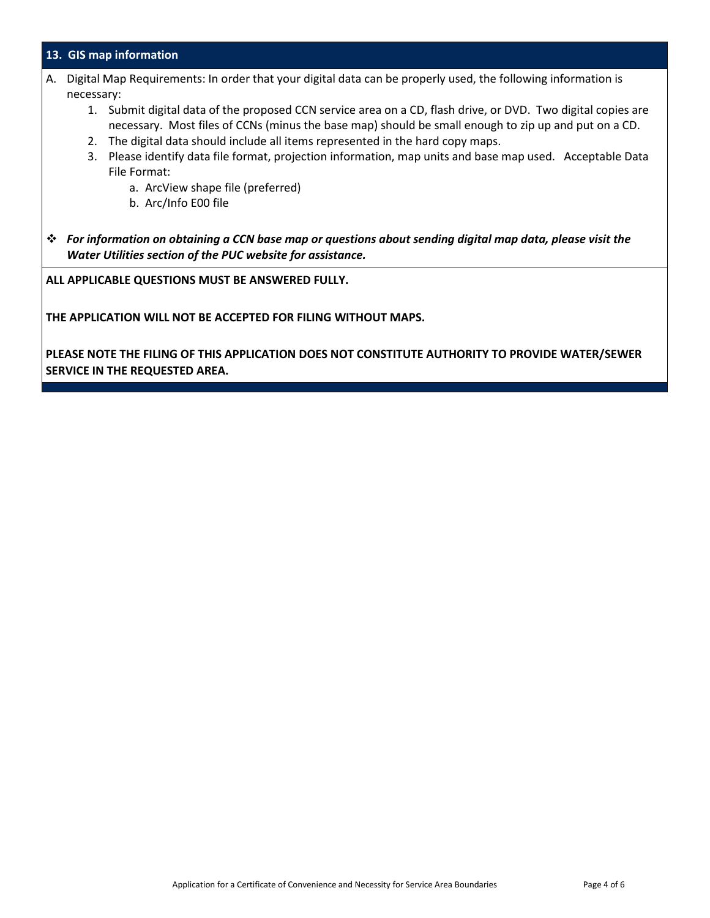## 13. GIS map information

A. Digital Map Requirements: In order that your digital data can be properly used, the following information is necessary:

1. Submit digital data of the proposed CCN service area on a CD, flash drive, or DVD. Two digital copies are necessary. Most files of CCNs (minus the base map) should be small enough to zip up and put on a CD.
2. The digital data should include all items represented in the hard copy maps.
3. Please identify data file format, projection information, map units and base map used. Acceptable Data File Format:
   a. ArcView shape file (preferred)
   b. Arc/Info E00 file

❖ ***For information on obtaining a CCN base map or questions about sending digital map data, please visit the Water Utilities section of the PUC website for assistance.***

**ALL APPLICABLE QUESTIONS MUST BE ANSWERED FULLY.**

**THE APPLICATION WILL NOT BE ACCEPTED FOR FILING WITHOUT MAPS.**

**PLEASE NOTE THE FILING OF THIS APPLICATION DOES NOT CONSTITUTE AUTHORITY TO PROVIDE WATER/SEWER SERVICE IN THE REQUESTED AREA.**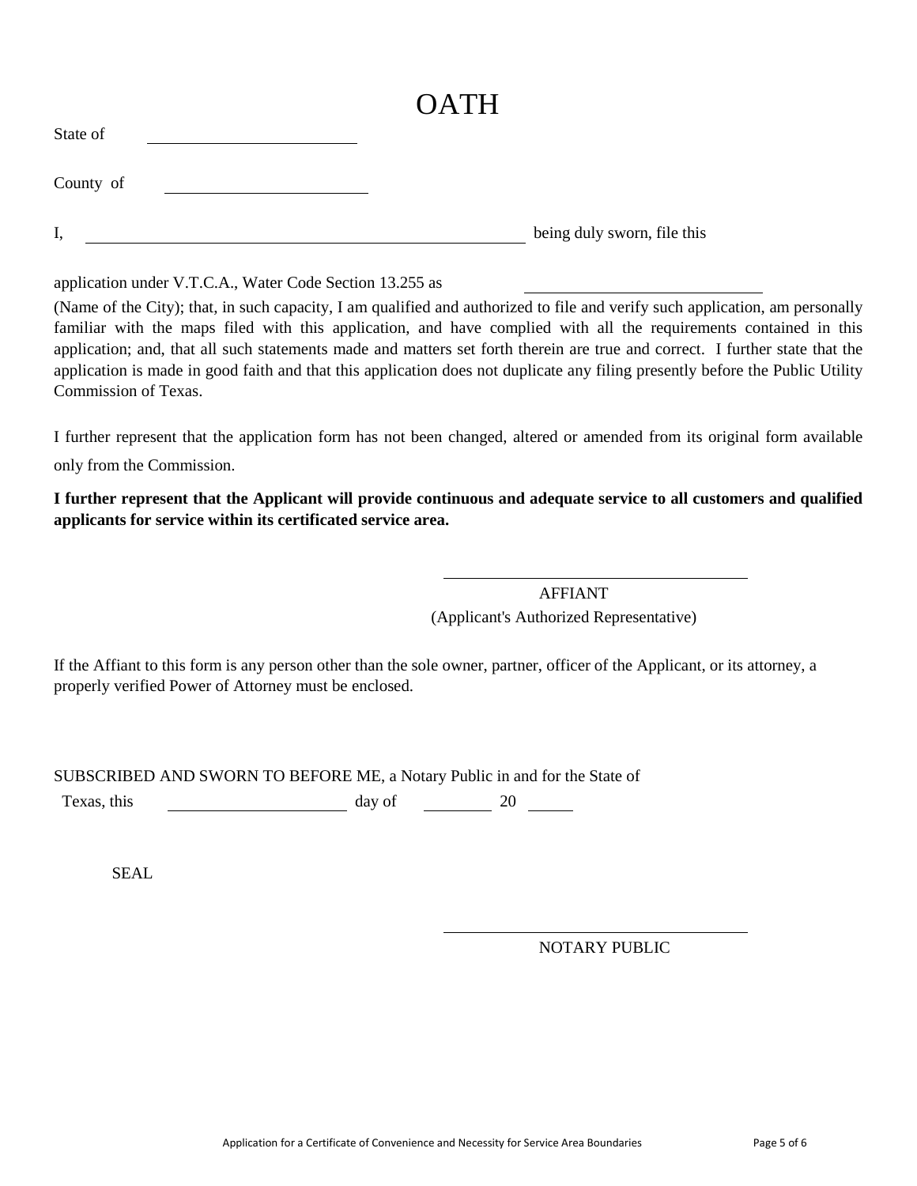# OATH

State of \_\_\_\_\_\_\_\_\_\_\_\_\_\_\_\_\_\_\_\_\_\_\_\_

County of \_\_\_\_\_\_\_\_\_\_\_\_\_\_\_\_\_\_\_\_\_\_\_\_

I, \_\_\_\_\_\_\_\_\_\_\_\_\_\_\_\_\_\_\_\_\_\_\_\_\_\_\_\_\_\_\_\_\_\_\_\_\_\_\_\_\_\_\_\_\_\_\_\_ being duly sworn, file this

application under V.T.C.A., Water Code Section 13.255 as \_\_\_\_\_\_\_\_\_\_\_\_\_\_\_\_\_\_\_\_\_\_\_\_\_\_

(Name of the City); that, in such capacity, I am qualified and authorized to file and verify such application, am personally familiar with the maps filed with this application, and have complied with all the requirements contained in this application; and, that all such statements made and matters set forth therein are true and correct. I further state that the application is made in good faith and that this application does not duplicate any filing presently before the Public Utility Commission of Texas.

I further represent that the application form has not been changed, altered or amended from its original form available only from the Commission.

**I further represent that the Applicant will provide continuous and adequate service to all customers and qualified applicants for service within its certificated service area.**

\_\_\_\_\_\_\_\_\_\_\_\_\_\_\_\_\_\_\_\_\_\_\_\_\_\_\_\_\_\_\_\_\_\_\_\_

AFFIANT
(Applicant's Authorized Representative)

If the Affiant to this form is any person other than the sole owner, partner, officer of the Applicant, or its attorney, a properly verified Power of Attorney must be enclosed.

SUBSCRIBED AND SWORN TO BEFORE ME, a Notary Public in and for the State of Texas, this \_\_\_\_\_\_\_\_\_\_\_\_\_\_\_\_\_\_\_\_ day of \_\_\_\_\_\_\_\_ 20 \_\_\_\_\_

SEAL

\_\_\_\_\_\_\_\_\_\_\_\_\_\_\_\_\_\_\_\_\_\_\_\_\_\_\_\_\_\_\_\_\_\_\_\_

NOTARY PUBLIC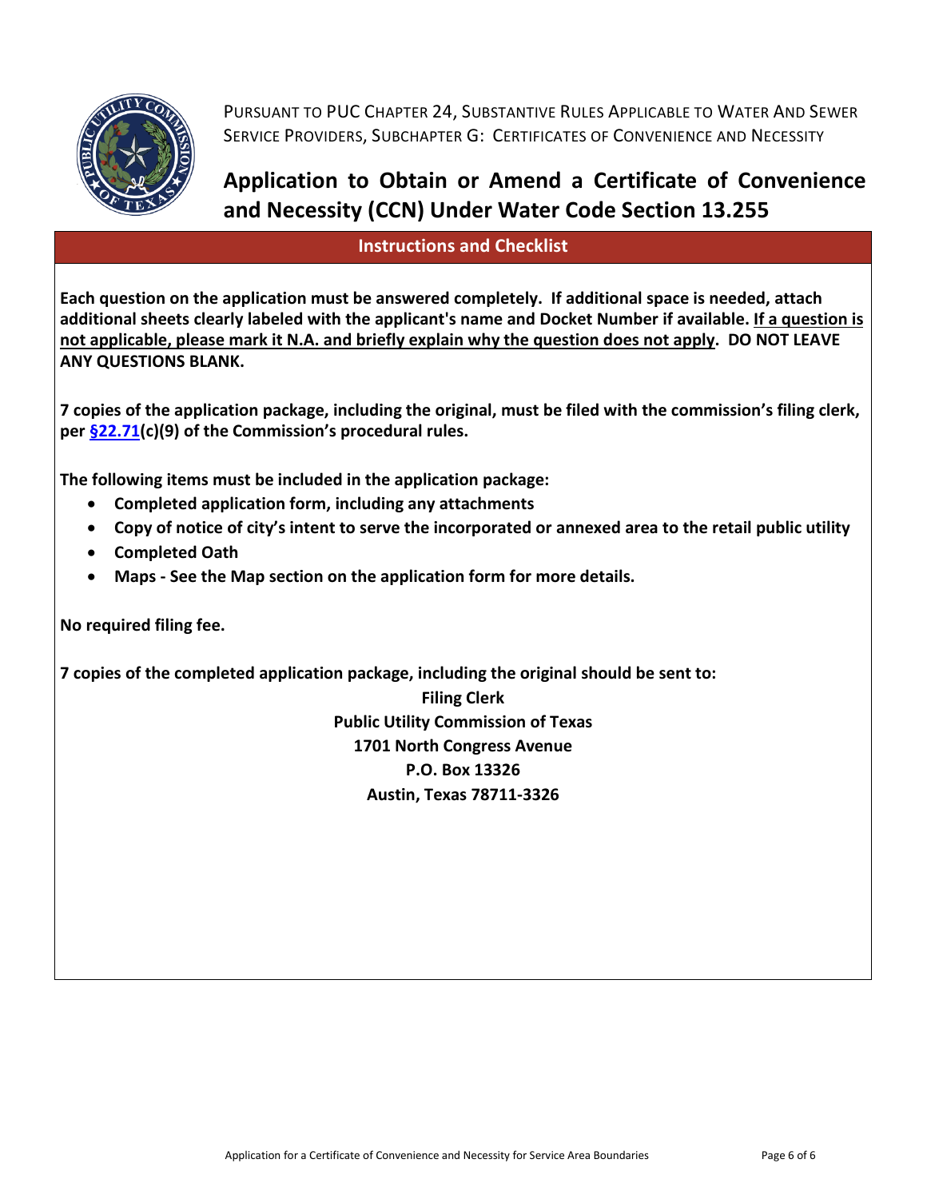PURSUANT TO PUC CHAPTER 24, SUBSTANTIVE RULES APPLICABLE TO WATER AND SEWER SERVICE PROVIDERS, SUBCHAPTER G: CERTIFICATES OF CONVENIENCE AND NECESSITY

# Application to Obtain or Amend a Certificate of Convenience and Necessity (CCN) Under Water Code Section 13.255

## Instructions and Checklist

**Each question on the application must be answered completely. If additional space is needed, attach additional sheets clearly labeled with the applicant's name and Docket Number if available. <u>If a question is not applicable, please mark it N.A. and briefly explain why the question does not apply</u>. DO NOT LEAVE ANY QUESTIONS BLANK.**

**7 copies of the application package, including the original, must be filed with the commission's filing clerk, per [§22.71](c)(9) of the Commission's procedural rules.**

**The following items must be included in the application package:**

- **Completed application form, including any attachments**
- **Copy of notice of city's intent to serve the incorporated or annexed area to the retail public utility**
- **Completed Oath**
- **Maps - See the Map section on the application form for more details.**

**No required filing fee.**

**7 copies of the completed application package, including the original should be sent to:**

**Filing Clerk**
**Public Utility Commission of Texas**
**1701 North Congress Avenue**
**P.O. Box 13326**
**Austin, Texas 78711-3326**